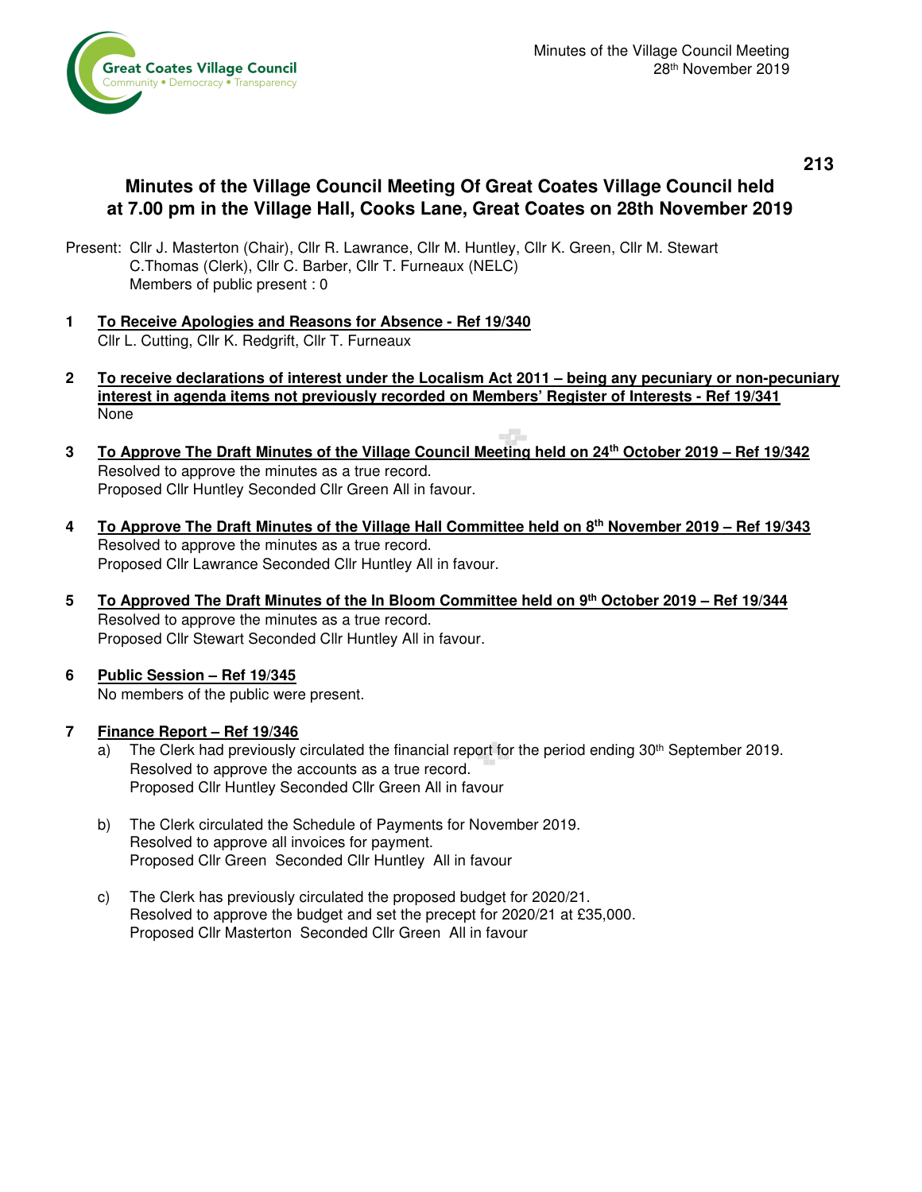# Minutes of the Village Council Meeting Of Great Coates Village Council held at 7.00 pm in the Village Hall, Cooks Lane, Great Coates on 28th November 2019

Present: Cllr J. Masterton (Chair), Cllr R. Lawrance, Cllr M. Huntley, Cllr K. Green, Cllr M. Stewart
C.Thomas (Clerk), Cllr C. Barber, Cllr T. Furneaux (NELC)
Members of public present : 0

**1 To Receive Apologies and Reasons for Absence - Ref 19/340**
Cllr L. Cutting, Cllr K. Redgrift, Cllr T. Furneaux

**2 To receive declarations of interest under the Localism Act 2011 – being any pecuniary or non-pecuniary interest in agenda items not previously recorded on Members' Register of Interests - Ref 19/341**
None

**3 To Approve The Draft Minutes of the Village Council Meeting held on 24th October 2019 – Ref 19/342**
Resolved to approve the minutes as a true record.
Proposed Cllr Huntley Seconded Cllr Green All in favour.

**4 To Approve The Draft Minutes of the Village Hall Committee held on 8th November 2019 – Ref 19/343**
Resolved to approve the minutes as a true record.
Proposed Cllr Lawrance Seconded Cllr Huntley All in favour.

**5 To Approved The Draft Minutes of the In Bloom Committee held on 9th October 2019 – Ref 19/344**
Resolved to approve the minutes as a true record.
Proposed Cllr Stewart Seconded Cllr Huntley All in favour.

**6 Public Session – Ref 19/345**
No members of the public were present.

**7 Finance Report – Ref 19/346**

a) The Clerk had previously circulated the financial report for the period ending 30th September 2019.
Resolved to approve the accounts as a true record.
Proposed Cllr Huntley Seconded Cllr Green All in favour

b) The Clerk circulated the Schedule of Payments for November 2019.
Resolved to approve all invoices for payment.
Proposed Cllr Green Seconded Cllr Huntley All in favour

c) The Clerk has previously circulated the proposed budget for 2020/21.
Resolved to approve the budget and set the precept for 2020/21 at £35,000.
Proposed Cllr Masterton Seconded Cllr Green All in favour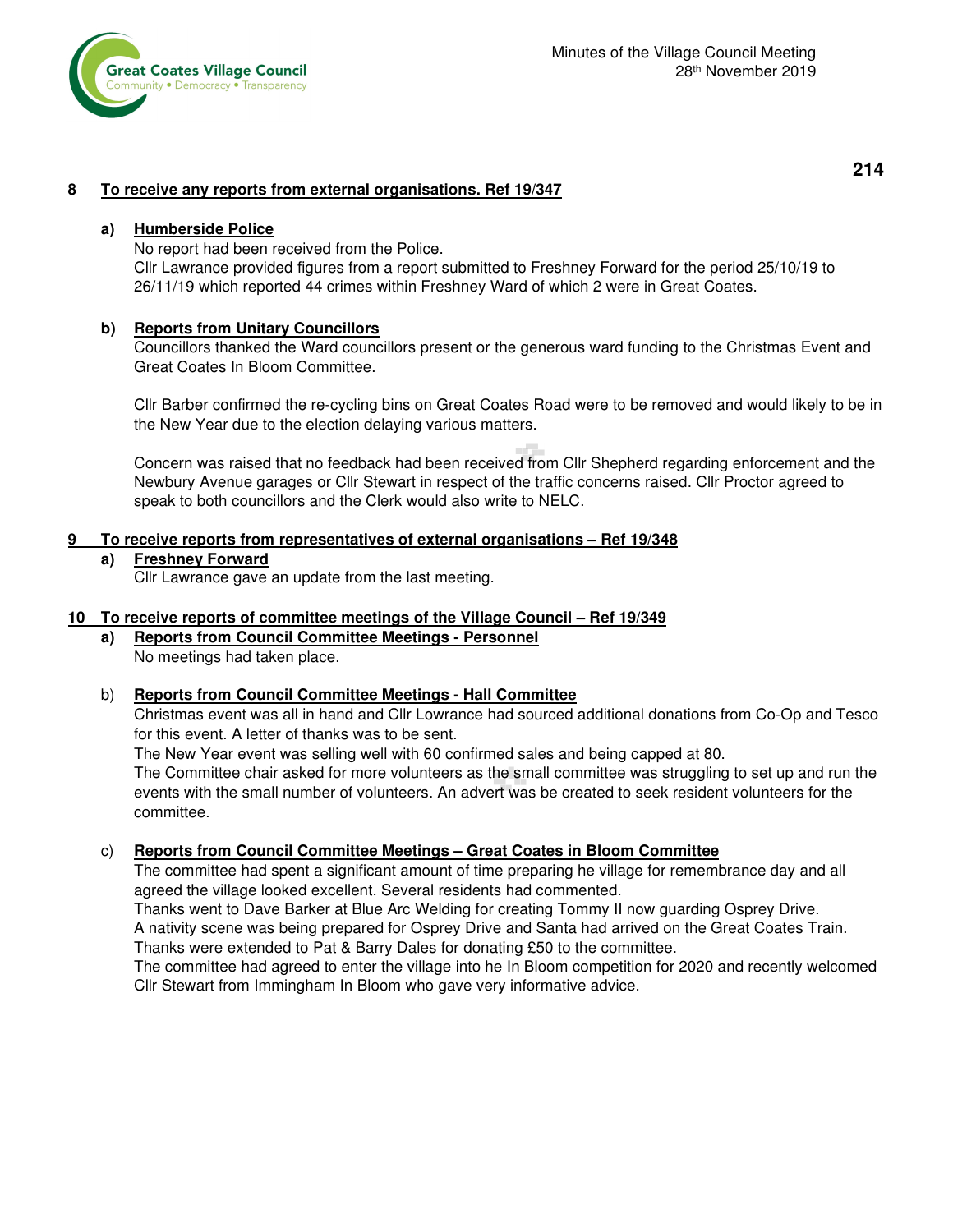## 8 To receive any reports from external organisations. Ref 19/347

### a) Humberside Police

No report had been received from the Police.
Cllr Lawrance provided figures from a report submitted to Freshney Forward for the period 25/10/19 to 26/11/19 which reported 44 crimes within Freshney Ward of which 2 were in Great Coates.

### b) Reports from Unitary Councillors

Councillors thanked the Ward councillors present or the generous ward funding to the Christmas Event and Great Coates In Bloom Committee.

Cllr Barber confirmed the re-cycling bins on Great Coates Road were to be removed and would likely to be in the New Year due to the election delaying various matters.

Concern was raised that no feedback had been received from Cllr Shepherd regarding enforcement and the Newbury Avenue garages or Cllr Stewart in respect of the traffic concerns raised. Cllr Proctor agreed to speak to both councillors and the Clerk would also write to NELC.

## 9 To receive reports from representatives of external organisations – Ref 19/348

### a) Freshney Forward

Cllr Lawrance gave an update from the last meeting.

## 10 To receive reports of committee meetings of the Village Council – Ref 19/349

### a) Reports from Council Committee Meetings - Personnel

No meetings had taken place.

### b) Reports from Council Committee Meetings - Hall Committee

Christmas event was all in hand and Cllr Lowrance had sourced additional donations from Co-Op and Tesco for this event. A letter of thanks was to be sent.
The New Year event was selling well with 60 confirmed sales and being capped at 80.
The Committee chair asked for more volunteers as the small committee was struggling to set up and run the events with the small number of volunteers. An advert was be created to seek resident volunteers for the committee.

### c) Reports from Council Committee Meetings – Great Coates in Bloom Committee

The committee had spent a significant amount of time preparing he village for remembrance day and all agreed the village looked excellent. Several residents had commented.
Thanks went to Dave Barker at Blue Arc Welding for creating Tommy II now guarding Osprey Drive.
A nativity scene was being prepared for Osprey Drive and Santa had arrived on the Great Coates Train.
Thanks were extended to Pat & Barry Dales for donating £50 to the committee.
The committee had agreed to enter the village into he In Bloom competition for 2020 and recently welcomed Cllr Stewart from Immingham In Bloom who gave very informative advice.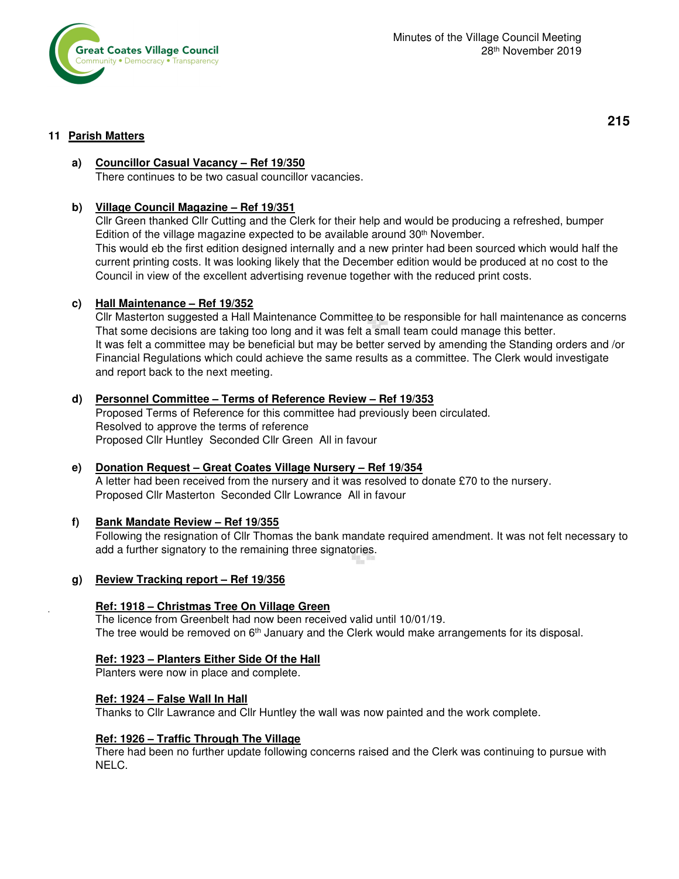## 11 Parish Matters

**a) Councillor Casual Vacancy – Ref 19/350**

There continues to be two casual councillor vacancies.

**b) Village Council Magazine – Ref 19/351**

Cllr Green thanked Cllr Cutting and the Clerk for their help and would be producing a refreshed, bumper Edition of the village magazine expected to be available around 30th November.
This would eb the first edition designed internally and a new printer had been sourced which would half the current printing costs. It was looking likely that the December edition would be produced at no cost to the Council in view of the excellent advertising revenue together with the reduced print costs.

**c) Hall Maintenance – Ref 19/352**

Cllr Masterton suggested a Hall Maintenance Committee to be responsible for hall maintenance as concerns That some decisions are taking too long and it was felt a small team could manage this better.
It was felt a committee may be beneficial but may be better served by amending the Standing orders and /or Financial Regulations which could achieve the same results as a committee. The Clerk would investigate and report back to the next meeting.

**d) Personnel Committee – Terms of Reference Review – Ref 19/353**

Proposed Terms of Reference for this committee had previously been circulated.
Resolved to approve the terms of reference
Proposed Cllr Huntley Seconded Cllr Green All in favour

**e) Donation Request – Great Coates Village Nursery – Ref 19/354**

A letter had been received from the nursery and it was resolved to donate £70 to the nursery.
Proposed Cllr Masterton Seconded Cllr Lowrance All in favour

**f) Bank Mandate Review – Ref 19/355**

Following the resignation of Cllr Thomas the bank mandate required amendment. It was not felt necessary to add a further signatory to the remaining three signatories.

**g) Review Tracking report – Ref 19/356**

**Ref: 1918 – Christmas Tree On Village Green**

The licence from Greenbelt had now been received valid until 10/01/19.
The tree would be removed on 6th January and the Clerk would make arrangements for its disposal.

**Ref: 1923 – Planters Either Side Of the Hall**

Planters were now in place and complete.

**Ref: 1924 – False Wall In Hall**

Thanks to Cllr Lawrance and Cllr Huntley the wall was now painted and the work complete.

**Ref: 1926 – Traffic Through The Village**

There had been no further update following concerns raised and the Clerk was continuing to pursue with NELC.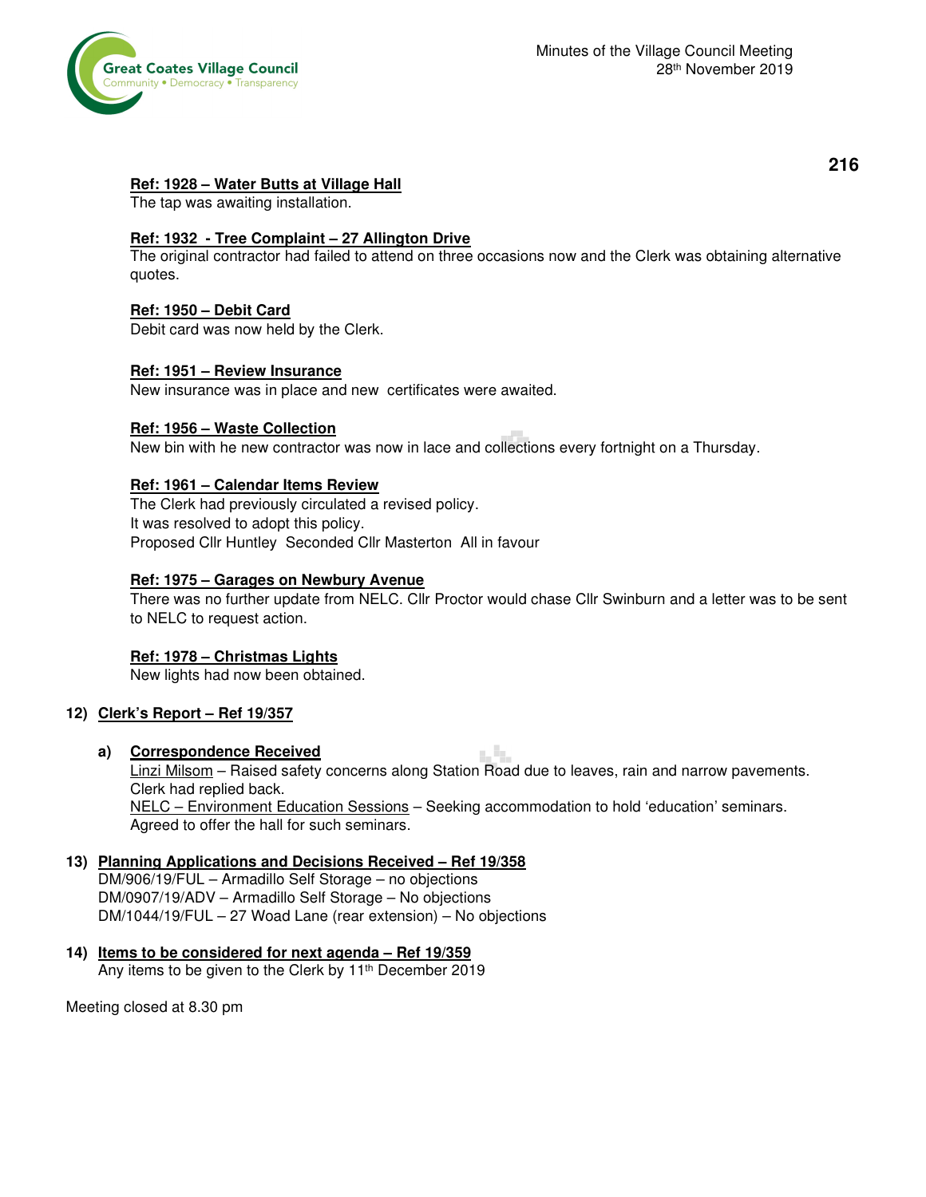**Ref: 1928 – Water Butts at Village Hall**
The tap was awaiting installation.

**Ref: 1932 - Tree Complaint – 27 Allington Drive**
The original contractor had failed to attend on three occasions now and the Clerk was obtaining alternative quotes.

**Ref: 1950 – Debit Card**
Debit card was now held by the Clerk.

**Ref: 1951 – Review Insurance**
New insurance was in place and new certificates were awaited.

**Ref: 1956 – Waste Collection**
New bin with he new contractor was now in lace and collections every fortnight on a Thursday.

**Ref: 1961 – Calendar Items Review**
The Clerk had previously circulated a revised policy.
It was resolved to adopt this policy.
Proposed Cllr Huntley Seconded Cllr Masterton All in favour

**Ref: 1975 – Garages on Newbury Avenue**
There was no further update from NELC. Cllr Proctor would chase Cllr Swinburn and a letter was to be sent to NELC to request action.

**Ref: 1978 – Christmas Lights**
New lights had now been obtained.

## 12) Clerk's Report – Ref 19/357

**a) Correspondence Received**

Linzi Milsom – Raised safety concerns along Station Road due to leaves, rain and narrow pavements. Clerk had replied back.
NELC – Environment Education Sessions – Seeking accommodation to hold 'education' seminars. Agreed to offer the hall for such seminars.

## 13) Planning Applications and Decisions Received – Ref 19/358

DM/906/19/FUL – Armadillo Self Storage – no objections
DM/0907/19/ADV – Armadillo Self Storage – No objections
DM/1044/19/FUL – 27 Woad Lane (rear extension) – No objections

## 14) Items to be considered for next agenda – Ref 19/359

Any items to be given to the Clerk by 11th December 2019

Meeting closed at 8.30 pm